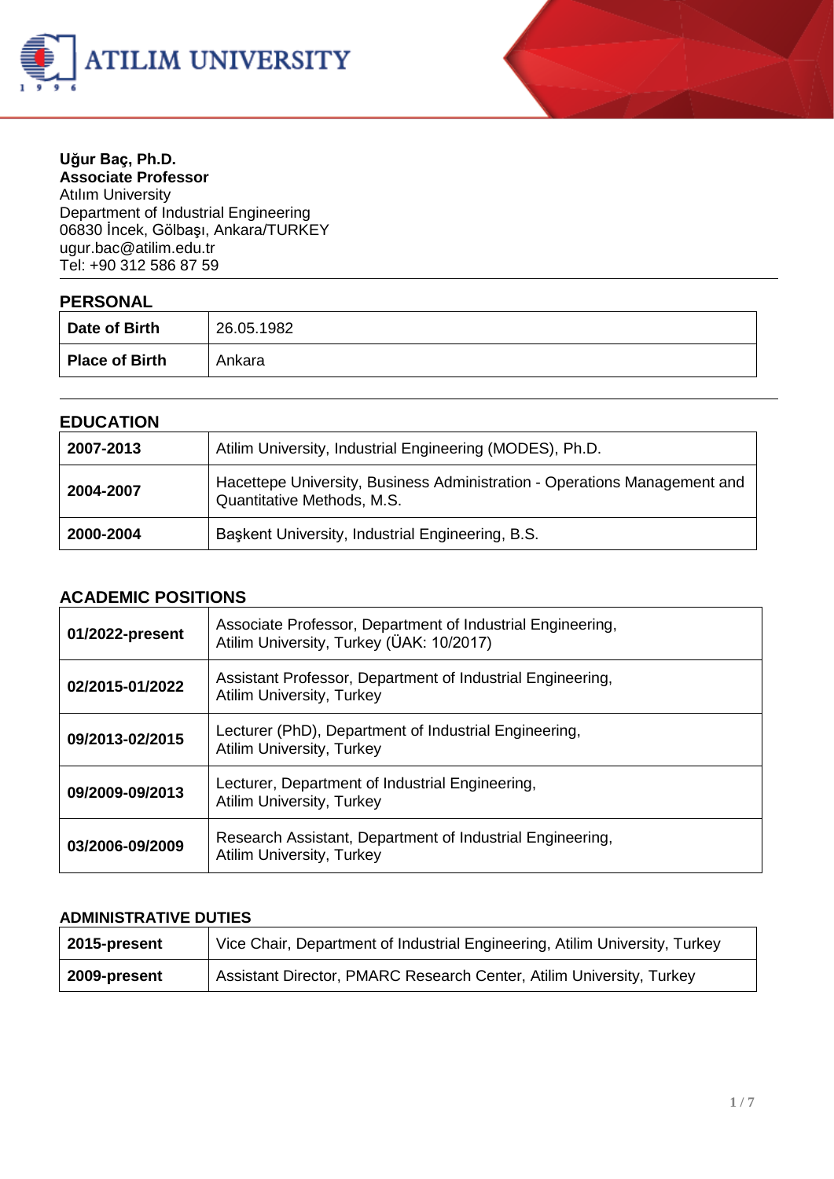**Uğur Baç, Ph.D.**
**Associate Professor**
Atılım University
Department of Industrial Engineering
06830 İncek, Gölbaşı, Ankara/TURKEY
ugur.bac@atilim.edu.tr
Tel: +90 312 586 87 59

## PERSONAL

| | |
|---|---|
| **Date of Birth** | 26.05.1982 |
| **Place of Birth** | Ankara |

## EDUCATION

| | |
|---|---|
| **2007-2013** | Atilim University, Industrial Engineering (MODES), Ph.D. |
| **2004-2007** | Hacettepe University, Business Administration - Operations Management and Quantitative Methods, M.S. |
| **2000-2004** | Başkent University, Industrial Engineering, B.S. |

## ACADEMIC POSITIONS

| | |
|---|---|
| **01/2022-present** | Associate Professor, Department of Industrial Engineering, Atilim University, Turkey (ÜAK: 10/2017) |
| **02/2015-01/2022** | Assistant Professor, Department of Industrial Engineering, Atilim University, Turkey |
| **09/2013-02/2015** | Lecturer (PhD), Department of Industrial Engineering, Atilim University, Turkey |
| **09/2009-09/2013** | Lecturer, Department of Industrial Engineering, Atilim University, Turkey |
| **03/2006-09/2009** | Research Assistant, Department of Industrial Engineering, Atilim University, Turkey |

## ADMINISTRATIVE DUTIES

| | |
|---|---|
| **2015-present** | Vice Chair, Department of Industrial Engineering, Atilim University, Turkey |
| **2009-present** | Assistant Director, PMARC Research Center, Atilim University, Turkey |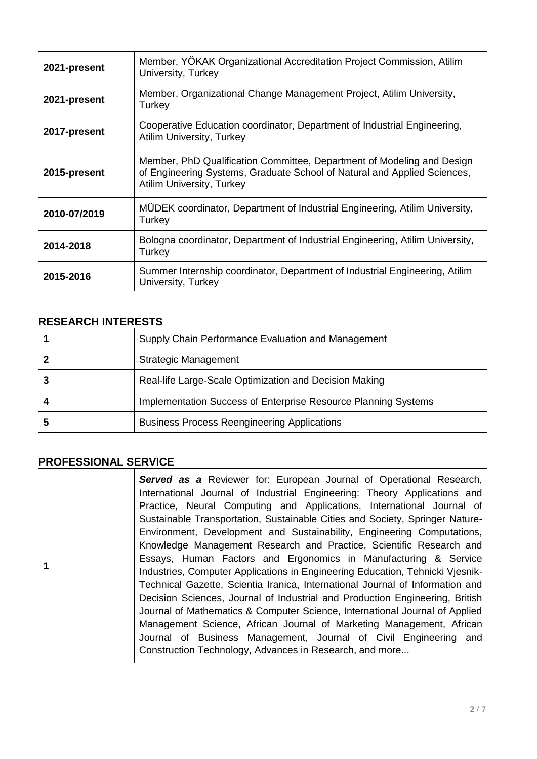| | |
|---|---|
| **2021-present** | Member, YÖKAK Organizational Accreditation Project Commission, Atilim University, Turkey |
| **2021-present** | Member, Organizational Change Management Project, Atilim University, Turkey |
| **2017-present** | Cooperative Education coordinator, Department of Industrial Engineering, Atilim University, Turkey |
| **2015-present** | Member, PhD Qualification Committee, Department of Modeling and Design of Engineering Systems, Graduate School of Natural and Applied Sciences, Atilim University, Turkey |
| **2010-07/2019** | MÜDEK coordinator, Department of Industrial Engineering, Atilim University, Turkey |
| **2014-2018** | Bologna coordinator, Department of Industrial Engineering, Atilim University, Turkey |
| **2015-2016** | Summer Internship coordinator, Department of Industrial Engineering, Atilim University, Turkey |

## RESEARCH INTERESTS

| | |
|---|---|
| **1** | Supply Chain Performance Evaluation and Management |
| **2** | Strategic Management |
| **3** | Real-life Large-Scale Optimization and Decision Making |
| **4** | Implementation Success of Enterprise Resource Planning Systems |
| **5** | Business Process Reengineering Applications |

## PROFESSIONAL SERVICE

| | |
|---|---|
| **1** | ***Served as a*** Reviewer for: European Journal of Operational Research, International Journal of Industrial Engineering: Theory Applications and Practice, Neural Computing and Applications, International Journal of Sustainable Transportation, Sustainable Cities and Society, Springer Nature-Environment, Development and Sustainability, Engineering Computations, Knowledge Management Research and Practice, Scientific Research and Essays, Human Factors and Ergonomics in Manufacturing & Service Industries, Computer Applications in Engineering Education, Tehnicki Vjesnik-Technical Gazette, Scientia Iranica, International Journal of Information and Decision Sciences, Journal of Industrial and Production Engineering, British Journal of Mathematics & Computer Science, International Journal of Applied Management Science, African Journal of Marketing Management, African Journal of Business Management, Journal of Civil Engineering and Construction Technology, Advances in Research, and more... |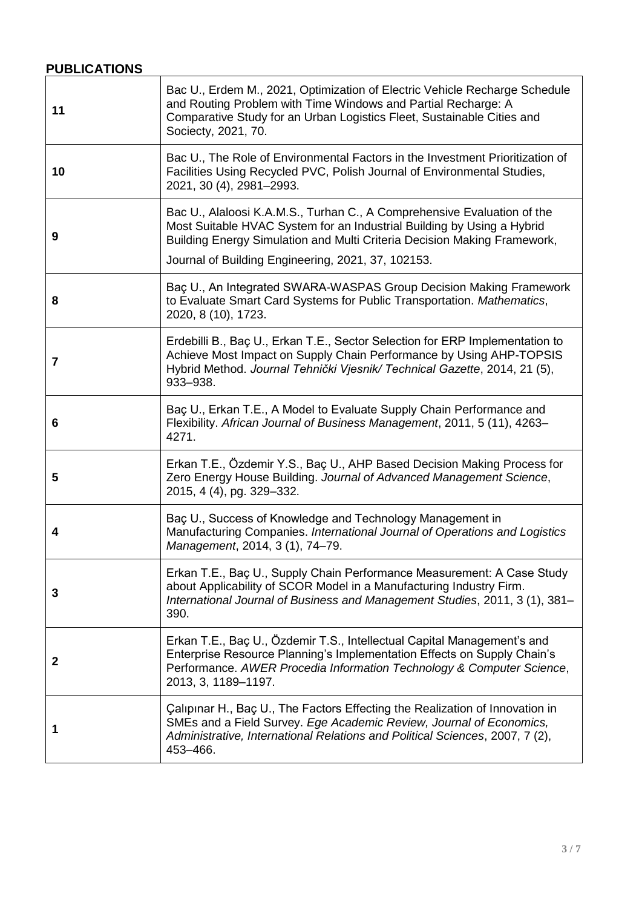## PUBLICATIONS

| | |
|---|---|
| 11 | Bac U., Erdem M., 2021, Optimization of Electric Vehicle Recharge Schedule and Routing Problem with Time Windows and Partial Recharge: A Comparative Study for an Urban Logistics Fleet, Sustainable Cities and Sociecty, 2021, 70. |
| 10 | Bac U., The Role of Environmental Factors in the Investment Prioritization of Facilities Using Recycled PVC, Polish Journal of Environmental Studies, 2021, 30 (4), 2981–2993. |
| 9 | Bac U., Alaloosi K.A.M.S., Turhan C., A Comprehensive Evaluation of the Most Suitable HVAC System for an Industrial Building by Using a Hybrid Building Energy Simulation and Multi Criteria Decision Making Framework, Journal of Building Engineering, 2021, 37, 102153. |
| 8 | Baç U., An Integrated SWARA-WASPAS Group Decision Making Framework to Evaluate Smart Card Systems for Public Transportation. *Mathematics*, 2020, 8 (10), 1723. |
| 7 | Erdebilli B., Baç U., Erkan T.E., Sector Selection for ERP Implementation to Achieve Most Impact on Supply Chain Performance by Using AHP-TOPSIS Hybrid Method. *Journal Tehnički Vjesnik/ Technical Gazette*, 2014, 21 (5), 933–938. |
| 6 | Baç U., Erkan T.E., A Model to Evaluate Supply Chain Performance and Flexibility. *African Journal of Business Management*, 2011, 5 (11), 4263–4271. |
| 5 | Erkan T.E., Özdemir Y.S., Baç U., AHP Based Decision Making Process for Zero Energy House Building. *Journal of Advanced Management Science*, 2015, 4 (4), pg. 329–332. |
| 4 | Baç U., Success of Knowledge and Technology Management in Manufacturing Companies. *International Journal of Operations and Logistics Management*, 2014, 3 (1), 74–79. |
| 3 | Erkan T.E., Baç U., Supply Chain Performance Measurement: A Case Study about Applicability of SCOR Model in a Manufacturing Industry Firm. *International Journal of Business and Management Studies*, 2011, 3 (1), 381–390. |
| 2 | Erkan T.E., Baç U., Özdemir T.S., Intellectual Capital Management's and Enterprise Resource Planning's Implementation Effects on Supply Chain's Performance. *AWER Procedia Information Technology & Computer Science*, 2013, 3, 1189–1197. |
| 1 | Çalıpınar H., Baç U., The Factors Effecting the Realization of Innovation in SMEs and a Field Survey. *Ege Academic Review, Journal of Economics, Administrative, International Relations and Political Sciences*, 2007, 7 (2), 453–466. |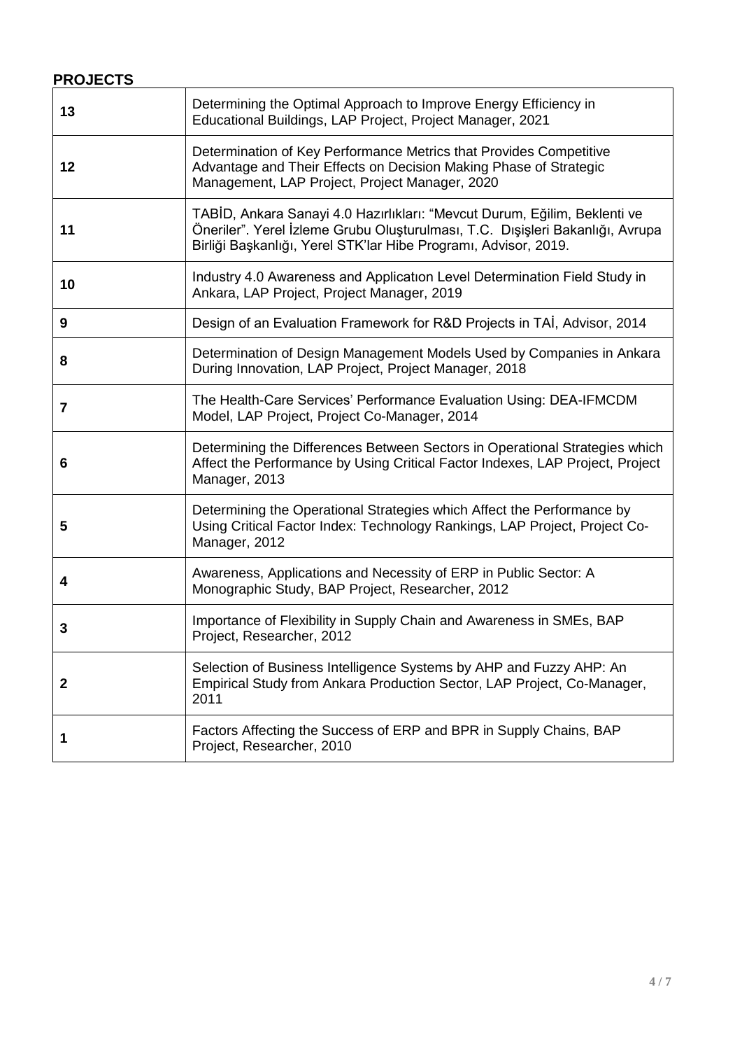## PROJECTS

| | |
|---|---|
| 13 | Determining the Optimal Approach to Improve Energy Efficiency in Educational Buildings, LAP Project, Project Manager, 2021 |
| 12 | Determination of Key Performance Metrics that Provides Competitive Advantage and Their Effects on Decision Making Phase of Strategic Management, LAP Project, Project Manager, 2020 |
| 11 | TABİD, Ankara Sanayi 4.0 Hazırlıkları: "Mevcut Durum, Eğilim, Beklenti ve Öneriler". Yerel İzleme Grubu Oluşturulması, T.C. Dışişleri Bakanlığı, Avrupa Birliği Başkanlığı, Yerel STK'lar Hibe Programı, Advisor, 2019. |
| 10 | Industry 4.0 Awareness and Applicatıon Level Determination Field Study in Ankara, LAP Project, Project Manager, 2019 |
| 9 | Design of an Evaluation Framework for R&D Projects in TAİ, Advisor, 2014 |
| 8 | Determination of Design Management Models Used by Companies in Ankara During Innovation, LAP Project, Project Manager, 2018 |
| 7 | The Health-Care Services' Performance Evaluation Using: DEA-IFMCDM Model, LAP Project, Project Co-Manager, 2014 |
| 6 | Determining the Differences Between Sectors in Operational Strategies which Affect the Performance by Using Critical Factor Indexes, LAP Project, Project Manager, 2013 |
| 5 | Determining the Operational Strategies which Affect the Performance by Using Critical Factor Index: Technology Rankings, LAP Project, Project Co-Manager, 2012 |
| 4 | Awareness, Applications and Necessity of ERP in Public Sector: A Monographic Study, BAP Project, Researcher, 2012 |
| 3 | Importance of Flexibility in Supply Chain and Awareness in SMEs, BAP Project, Researcher, 2012 |
| 2 | Selection of Business Intelligence Systems by AHP and Fuzzy AHP: An Empirical Study from Ankara Production Sector, LAP Project, Co-Manager, 2011 |
| 1 | Factors Affecting the Success of ERP and BPR in Supply Chains, BAP Project, Researcher, 2010 |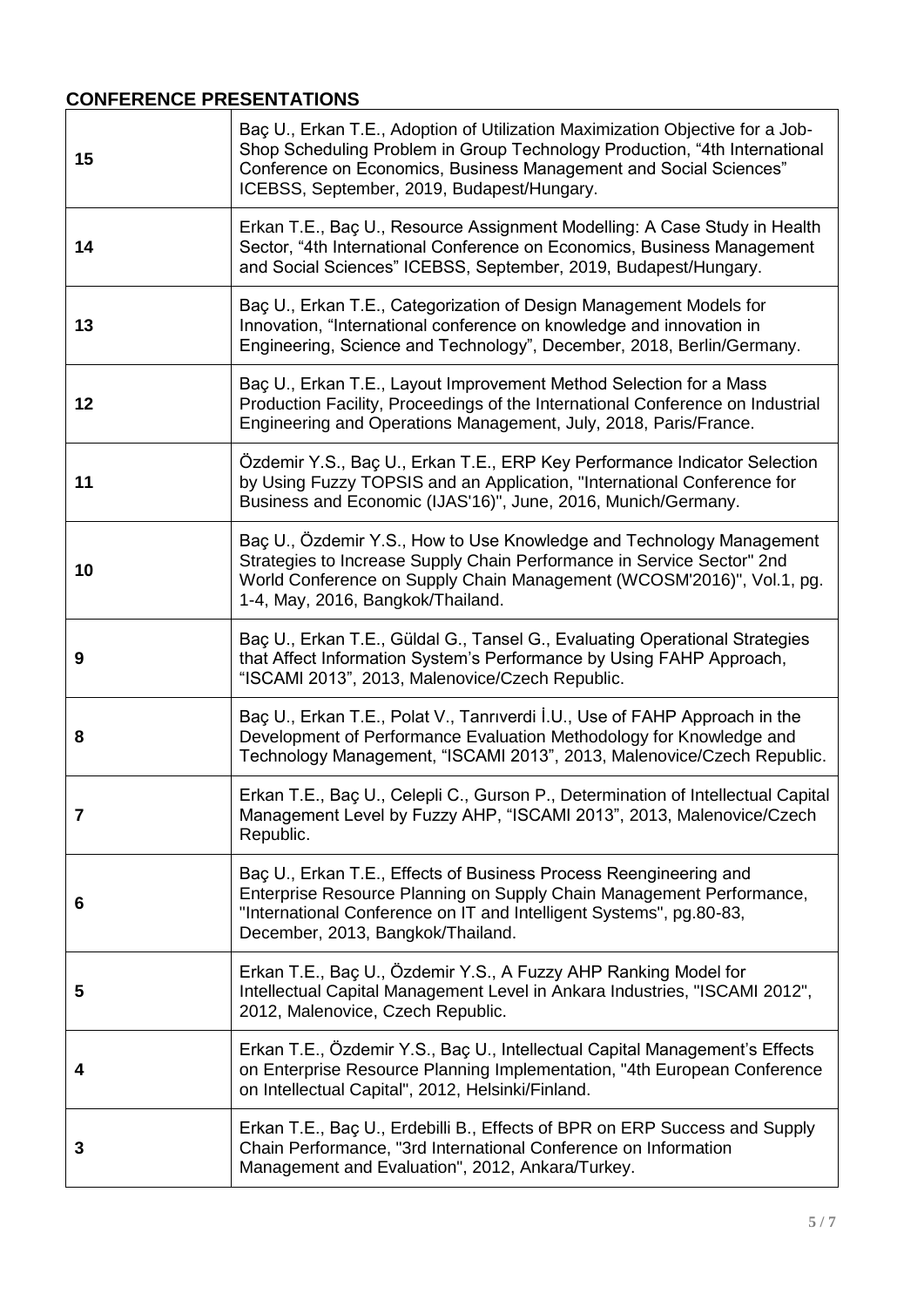## CONFERENCE PRESENTATIONS

| | |
|---|---|
| 15 | Baç U., Erkan T.E., Adoption of Utilization Maximization Objective for a Job-Shop Scheduling Problem in Group Technology Production, “4th International Conference on Economics, Business Management and Social Sciences” ICEBSS, September, 2019, Budapest/Hungary. |
| 14 | Erkan T.E., Baç U., Resource Assignment Modelling: A Case Study in Health Sector, “4th International Conference on Economics, Business Management and Social Sciences” ICEBSS, September, 2019, Budapest/Hungary. |
| 13 | Baç U., Erkan T.E., Categorization of Design Management Models for Innovation, “International conference on knowledge and innovation in Engineering, Science and Technology”, December, 2018, Berlin/Germany. |
| 12 | Baç U., Erkan T.E., Layout Improvement Method Selection for a Mass Production Facility, Proceedings of the International Conference on Industrial Engineering and Operations Management, July, 2018, Paris/France. |
| 11 | Özdemir Y.S., Baç U., Erkan T.E., ERP Key Performance Indicator Selection by Using Fuzzy TOPSIS and an Application, "International Conference for Business and Economic (IJAS'16)", June, 2016, Munich/Germany. |
| 10 | Baç U., Özdemir Y.S., How to Use Knowledge and Technology Management Strategies to Increase Supply Chain Performance in Service Sector" 2nd World Conference on Supply Chain Management (WCOSM'2016)", Vol.1, pg. 1-4, May, 2016, Bangkok/Thailand. |
| 9 | Baç U., Erkan T.E., Güldal G., Tansel G., Evaluating Operational Strategies that Affect Information System’s Performance by Using FAHP Approach, “ISCAMI 2013”, 2013, Malenovice/Czech Republic. |
| 8 | Baç U., Erkan T.E., Polat V., Tanrıverdi İ.U., Use of FAHP Approach in the Development of Performance Evaluation Methodology for Knowledge and Technology Management, “ISCAMI 2013”, 2013, Malenovice/Czech Republic. |
| 7 | Erkan T.E., Baç U., Celepli C., Gurson P., Determination of Intellectual Capital Management Level by Fuzzy AHP, “ISCAMI 2013”, 2013, Malenovice/Czech Republic. |
| 6 | Baç U., Erkan T.E., Effects of Business Process Reengineering and Enterprise Resource Planning on Supply Chain Management Performance, "International Conference on IT and Intelligent Systems", pg.80-83, December, 2013, Bangkok/Thailand. |
| 5 | Erkan T.E., Baç U., Özdemir Y.S., A Fuzzy AHP Ranking Model for Intellectual Capital Management Level in Ankara Industries, "ISCAMI 2012", 2012, Malenovice, Czech Republic. |
| 4 | Erkan T.E., Özdemir Y.S., Baç U., Intellectual Capital Management’s Effects on Enterprise Resource Planning Implementation, "4th European Conference on Intellectual Capital", 2012, Helsinki/Finland. |
| 3 | Erkan T.E., Baç U., Erdebilli B., Effects of BPR on ERP Success and Supply Chain Performance, "3rd International Conference on Information Management and Evaluation", 2012, Ankara/Turkey. |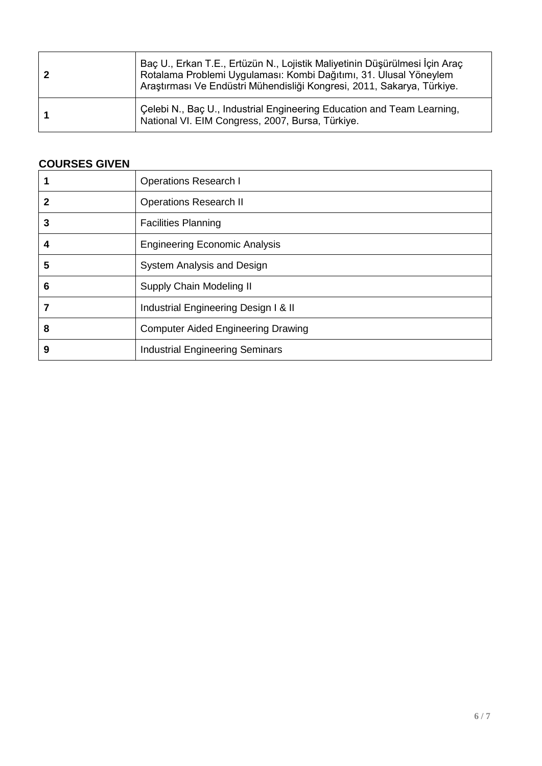| | |
|---|---|
| **2** | Baç U., Erkan T.E., Ertüzün N., Lojistik Maliyetinin Düşürülmesi İçin Araç Rotalama Problemi Uygulaması: Kombi Dağıtımı, 31. Ulusal Yöneylem Araştırması Ve Endüstri Mühendisliği Kongresi, 2011, Sakarya, Türkiye. |
| **1** | Çelebi N., Baç U., Industrial Engineering Education and Team Learning, National VI. EIM Congress, 2007, Bursa, Türkiye. |

**COURSES GIVEN**

| | |
|---|---|
| **1** | Operations Research I |
| **2** | Operations Research II |
| **3** | Facilities Planning |
| **4** | Engineering Economic Analysis |
| **5** | System Analysis and Design |
| **6** | Supply Chain Modeling II |
| **7** | Industrial Engineering Design I & II |
| **8** | Computer Aided Engineering Drawing |
| **9** | Industrial Engineering Seminars |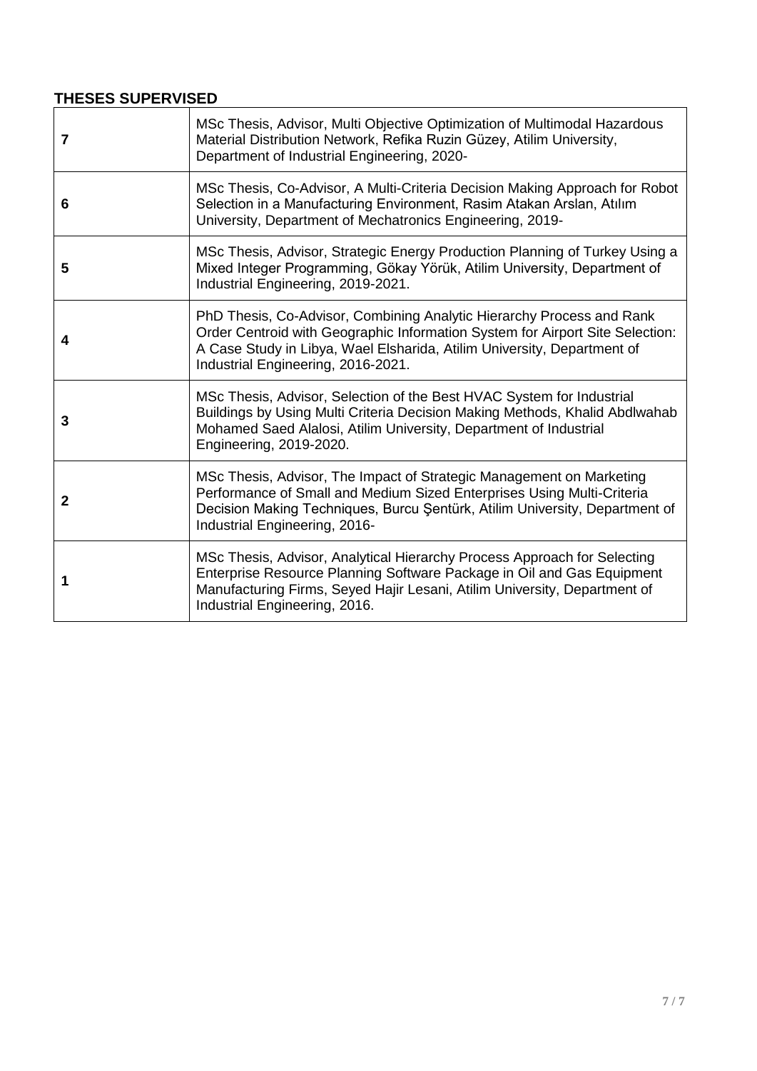### THESES SUPERVISED

| | |
|---|---|
| 7 | MSc Thesis, Advisor, Multi Objective Optimization of Multimodal Hazardous Material Distribution Network, Refika Ruzin Güzey, Atilim University, Department of Industrial Engineering, 2020- |
| 6 | MSc Thesis, Co-Advisor, A Multi-Criteria Decision Making Approach for Robot Selection in a Manufacturing Environment, Rasim Atakan Arslan, Atılım University, Department of Mechatronics Engineering, 2019- |
| 5 | MSc Thesis, Advisor, Strategic Energy Production Planning of Turkey Using a Mixed Integer Programming, Gökay Yörük, Atilim University, Department of Industrial Engineering, 2019-2021. |
| 4 | PhD Thesis, Co-Advisor, Combining Analytic Hierarchy Process and Rank Order Centroid with Geographic Information System for Airport Site Selection: A Case Study in Libya, Wael Elsharida, Atilim University, Department of Industrial Engineering, 2016-2021. |
| 3 | MSc Thesis, Advisor, Selection of the Best HVAC System for Industrial Buildings by Using Multi Criteria Decision Making Methods, Khalid Abdlwahab Mohamed Saed Alalosi, Atilim University, Department of Industrial Engineering, 2019-2020. |
| 2 | MSc Thesis, Advisor, The Impact of Strategic Management on Marketing Performance of Small and Medium Sized Enterprises Using Multi-Criteria Decision Making Techniques, Burcu Şentürk, Atilim University, Department of Industrial Engineering, 2016- |
| 1 | MSc Thesis, Advisor, Analytical Hierarchy Process Approach for Selecting Enterprise Resource Planning Software Package in Oil and Gas Equipment Manufacturing Firms, Seyed Hajir Lesani, Atilim University, Department of Industrial Engineering, 2016. |